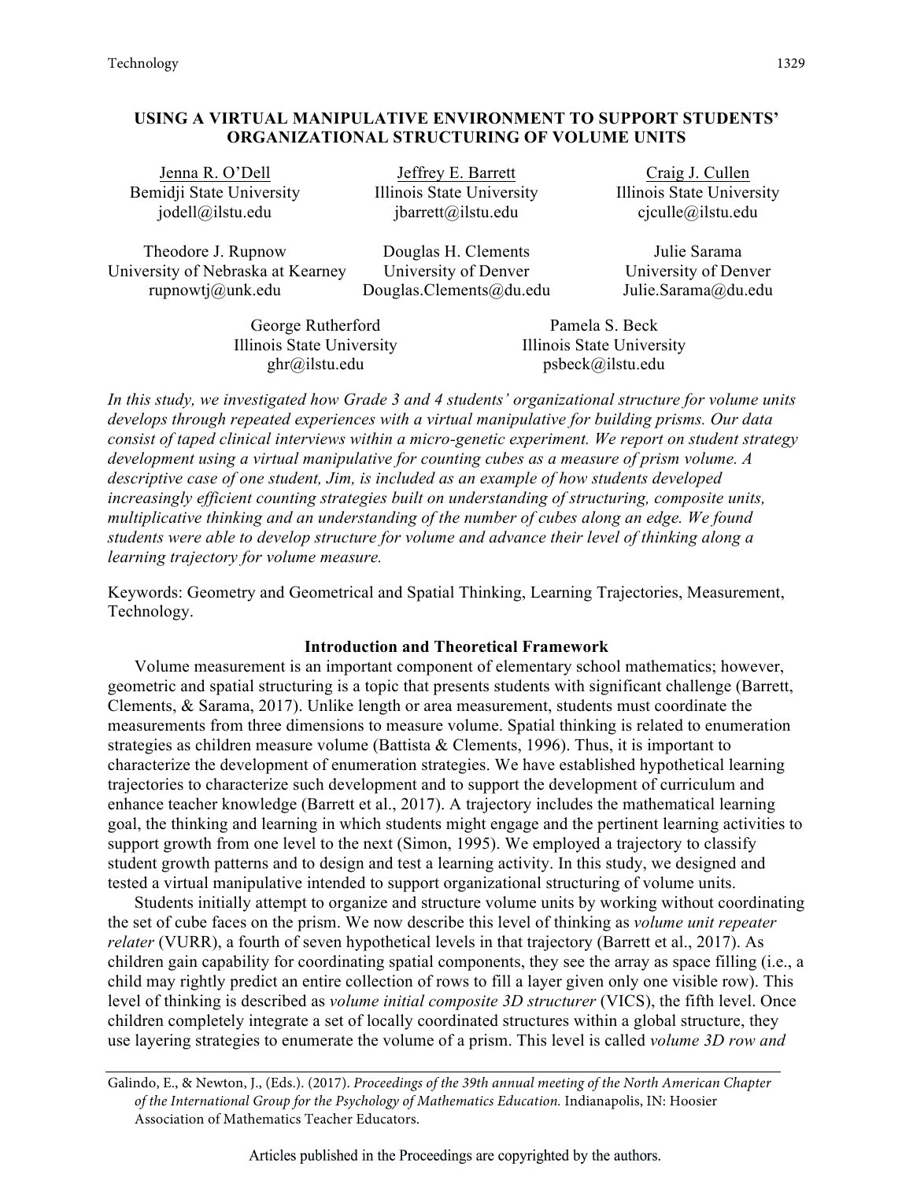# USING A VIRTUAL MANIPULATIVE ENVIRONMENT TO SUPPORT STUDENTS' ORGANIZATIONAL STRUCTURING OF VOLUME UNITS

Jenna R. O'Dell
Bemidji State University
jodell@ilstu.edu

Jeffrey E. Barrett
Illinois State University
jbarrett@ilstu.edu

Craig J. Cullen
Illinois State University
cjculle@ilstu.edu

Theodore J. Rupnow
University of Nebraska at Kearney
rupnowtj@unk.edu

Douglas H. Clements
University of Denver
Douglas.Clements@du.edu

Julie Sarama
University of Denver
Julie.Sarama@du.edu

George Rutherford
Illinois State University
ghr@ilstu.edu

Pamela S. Beck
Illinois State University
psbeck@ilstu.edu

*In this study, we investigated how Grade 3 and 4 students' organizational structure for volume units develops through repeated experiences with a virtual manipulative for building prisms. Our data consist of taped clinical interviews within a micro-genetic experiment. We report on student strategy development using a virtual manipulative for counting cubes as a measure of prism volume. A descriptive case of one student, Jim, is included as an example of how students developed increasingly efficient counting strategies built on understanding of structuring, composite units, multiplicative thinking and an understanding of the number of cubes along an edge. We found students were able to develop structure for volume and advance their level of thinking along a learning trajectory for volume measure.*

Keywords: Geometry and Geometrical and Spatial Thinking, Learning Trajectories, Measurement, Technology.

## Introduction and Theoretical Framework

Volume measurement is an important component of elementary school mathematics; however, geometric and spatial structuring is a topic that presents students with significant challenge (Barrett, Clements, & Sarama, 2017). Unlike length or area measurement, students must coordinate the measurements from three dimensions to measure volume. Spatial thinking is related to enumeration strategies as children measure volume (Battista & Clements, 1996). Thus, it is important to characterize the development of enumeration strategies. We have established hypothetical learning trajectories to characterize such development and to support the development of curriculum and enhance teacher knowledge (Barrett et al., 2017). A trajectory includes the mathematical learning goal, the thinking and learning in which students might engage and the pertinent learning activities to support growth from one level to the next (Simon, 1995). We employed a trajectory to classify student growth patterns and to design and test a learning activity. In this study, we designed and tested a virtual manipulative intended to support organizational structuring of volume units.

Students initially attempt to organize and structure volume units by working without coordinating the set of cube faces on the prism. We now describe this level of thinking as *volume unit repeater relater* (VURR), a fourth of seven hypothetical levels in that trajectory (Barrett et al., 2017). As children gain capability for coordinating spatial components, they see the array as space filling (i.e., a child may rightly predict an entire collection of rows to fill a layer given only one visible row). This level of thinking is described as *volume initial composite 3D structurer* (VICS), the fifth level. Once children completely integrate a set of locally coordinated structures within a global structure, they use layering strategies to enumerate the volume of a prism. This level is called *volume 3D row and*

Galindo, E., & Newton, J., (Eds.). (2017). *Proceedings of the 39th annual meeting of the North American Chapter of the International Group for the Psychology of Mathematics Education.* Indianapolis, IN: Hoosier Association of Mathematics Teacher Educators.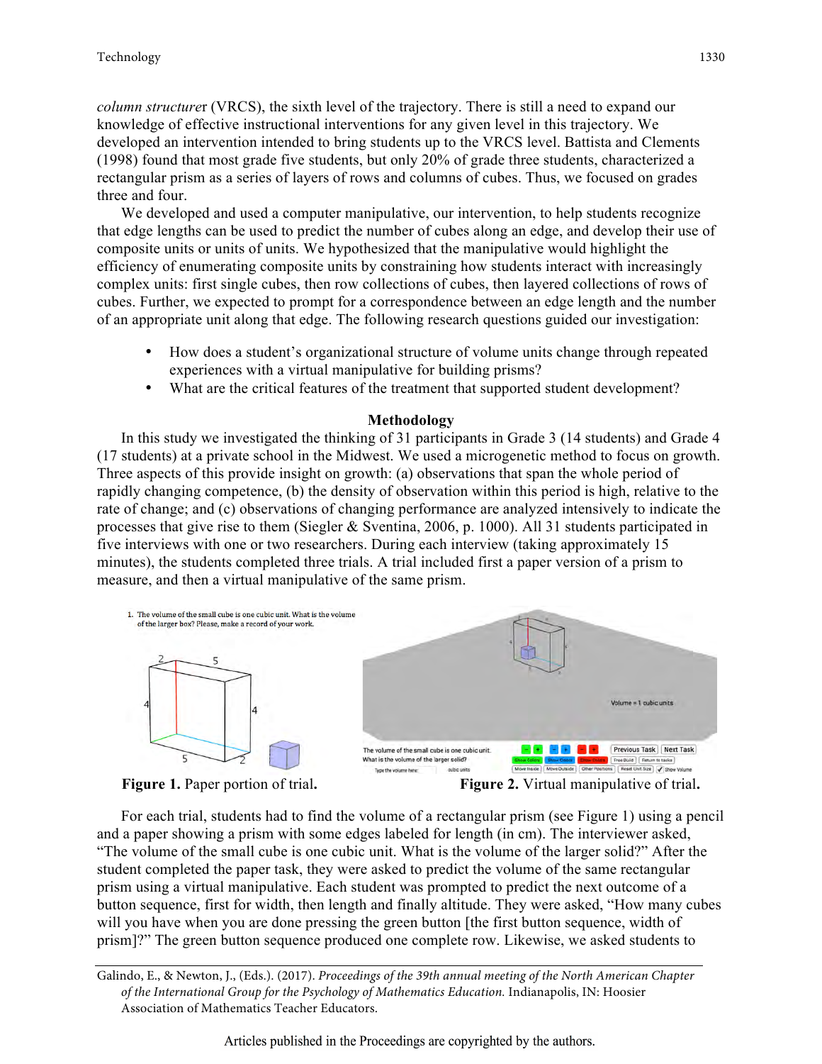*column structurer* (VRCS), the sixth level of the trajectory. There is still a need to expand our knowledge of effective instructional interventions for any given level in this trajectory. We developed an intervention intended to bring students up to the VRCS level. Battista and Clements (1998) found that most grade five students, but only 20% of grade three students, characterized a rectangular prism as a series of layers of rows and columns of cubes. Thus, we focused on grades three and four.

We developed and used a computer manipulative, our intervention, to help students recognize that edge lengths can be used to predict the number of cubes along an edge, and develop their use of composite units or units of units. We hypothesized that the manipulative would highlight the efficiency of enumerating composite units by constraining how students interact with increasingly complex units: first single cubes, then row collections of cubes, then layered collections of rows of cubes. Further, we expected to prompt for a correspondence between an edge length and the number of an appropriate unit along that edge. The following research questions guided our investigation:

- How does a student's organizational structure of volume units change through repeated experiences with a virtual manipulative for building prisms?
- What are the critical features of the treatment that supported student development?

## Methodology

In this study we investigated the thinking of 31 participants in Grade 3 (14 students) and Grade 4 (17 students) at a private school in the Midwest. We used a microgenetic method to focus on growth. Three aspects of this provide insight on growth: (a) observations that span the whole period of rapidly changing competence, (b) the density of observation within this period is high, relative to the rate of change; and (c) observations of changing performance are analyzed intensively to indicate the processes that give rise to them (Siegler & Sventina, 2006, p. 1000). All 31 students participated in five interviews with one or two researchers. During each interview (taking approximately 15 minutes), the students completed three trials. A trial included first a paper version of a prism to measure, and then a virtual manipulative of the same prism.

**Figure 1.** Paper portion of trial.

**Figure 2.** Virtual manipulative of trial.

For each trial, students had to find the volume of a rectangular prism (see Figure 1) using a pencil and a paper showing a prism with some edges labeled for length (in cm). The interviewer asked, "The volume of the small cube is one cubic unit. What is the volume of the larger solid?" After the student completed the paper task, they were asked to predict the volume of the same rectangular prism using a virtual manipulative. Each student was prompted to predict the next outcome of a button sequence, first for width, then length and finally altitude. They were asked, "How many cubes will you have when you are done pressing the green button [the first button sequence, width of prism]?" The green button sequence produced one complete row. Likewise, we asked students to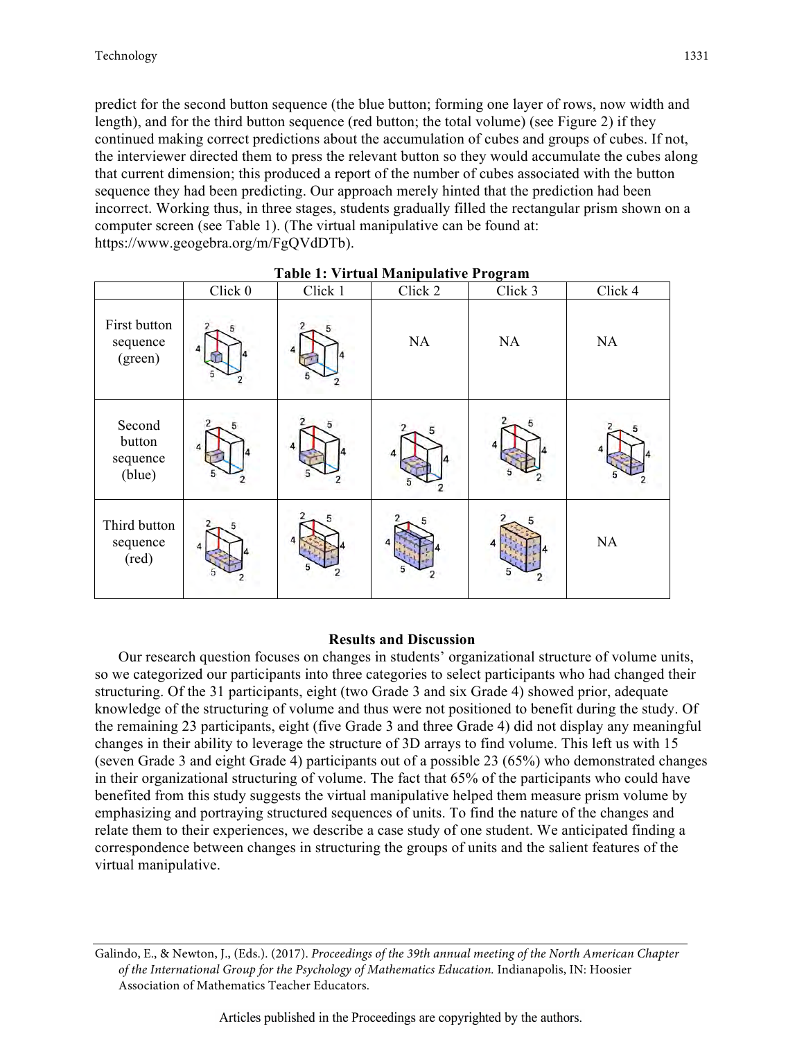predict for the second button sequence (the blue button; forming one layer of rows, now width and length), and for the third button sequence (red button; the total volume) (see Figure 2) if they continued making correct predictions about the accumulation of cubes and groups of cubes. If not, the interviewer directed them to press the relevant button so they would accumulate the cubes along that current dimension; this produced a report of the number of cubes associated with the button sequence they had been predicting. Our approach merely hinted that the prediction had been incorrect. Working thus, in three stages, students gradually filled the rectangular prism shown on a computer screen (see Table 1). (The virtual manipulative can be found at: https://www.geogebra.org/m/FgQVdDTb).

**Table 1: Virtual Manipulative Program**

| | Click 0 | Click 1 | Click 2 | Click 3 | Click 4 |
|---|---|---|---|---|---|
| First button sequence (green) | | | NA | NA | NA |
| Second button sequence (blue) | | | | | |
| Third button sequence (red) | | | | | NA |

## Results and Discussion

Our research question focuses on changes in students' organizational structure of volume units, so we categorized our participants into three categories to select participants who had changed their structuring. Of the 31 participants, eight (two Grade 3 and six Grade 4) showed prior, adequate knowledge of the structuring of volume and thus were not positioned to benefit during the study. Of the remaining 23 participants, eight (five Grade 3 and three Grade 4) did not display any meaningful changes in their ability to leverage the structure of 3D arrays to find volume. This left us with 15 (seven Grade 3 and eight Grade 4) participants out of a possible 23 (65%) who demonstrated changes in their organizational structuring of volume. The fact that 65% of the participants who could have benefited from this study suggests the virtual manipulative helped them measure prism volume by emphasizing and portraying structured sequences of units. To find the nature of the changes and relate them to their experiences, we describe a case study of one student. We anticipated finding a correspondence between changes in structuring the groups of units and the salient features of the virtual manipulative.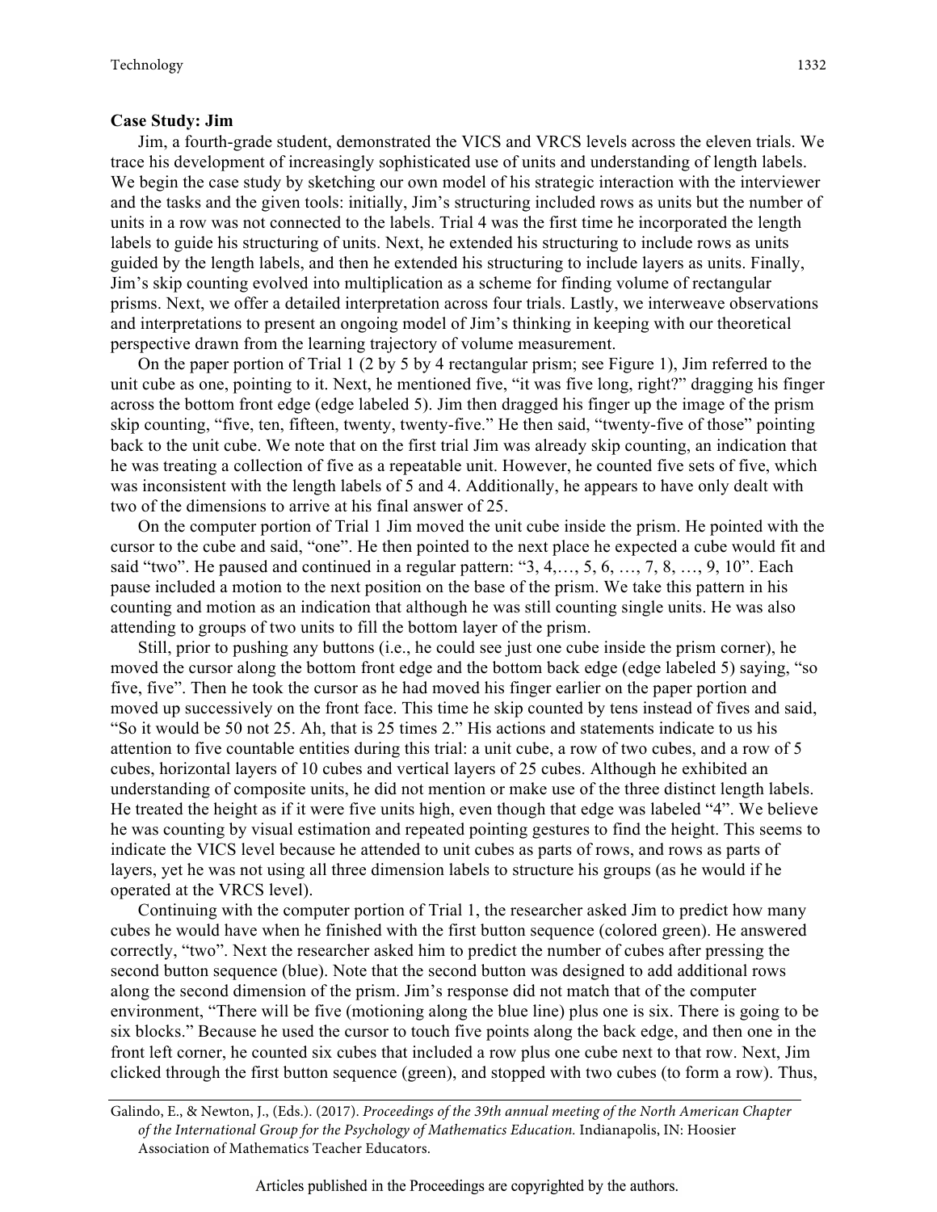### Case Study: Jim

Jim, a fourth-grade student, demonstrated the VICS and VRCS levels across the eleven trials. We trace his development of increasingly sophisticated use of units and understanding of length labels. We begin the case study by sketching our own model of his strategic interaction with the interviewer and the tasks and the given tools: initially, Jim's structuring included rows as units but the number of units in a row was not connected to the labels. Trial 4 was the first time he incorporated the length labels to guide his structuring of units. Next, he extended his structuring to include rows as units guided by the length labels, and then he extended his structuring to include layers as units. Finally, Jim's skip counting evolved into multiplication as a scheme for finding volume of rectangular prisms. Next, we offer a detailed interpretation across four trials. Lastly, we interweave observations and interpretations to present an ongoing model of Jim's thinking in keeping with our theoretical perspective drawn from the learning trajectory of volume measurement.

On the paper portion of Trial 1 (2 by 5 by 4 rectangular prism; see Figure 1), Jim referred to the unit cube as one, pointing to it. Next, he mentioned five, "it was five long, right?" dragging his finger across the bottom front edge (edge labeled 5). Jim then dragged his finger up the image of the prism skip counting, "five, ten, fifteen, twenty, twenty-five." He then said, "twenty-five of those" pointing back to the unit cube. We note that on the first trial Jim was already skip counting, an indication that he was treating a collection of five as a repeatable unit. However, he counted five sets of five, which was inconsistent with the length labels of 5 and 4. Additionally, he appears to have only dealt with two of the dimensions to arrive at his final answer of 25.

On the computer portion of Trial 1 Jim moved the unit cube inside the prism. He pointed with the cursor to the cube and said, "one". He then pointed to the next place he expected a cube would fit and said "two". He paused and continued in a regular pattern: "3, 4,…, 5, 6, …, 7, 8, …, 9, 10". Each pause included a motion to the next position on the base of the prism. We take this pattern in his counting and motion as an indication that although he was still counting single units. He was also attending to groups of two units to fill the bottom layer of the prism.

Still, prior to pushing any buttons (i.e., he could see just one cube inside the prism corner), he moved the cursor along the bottom front edge and the bottom back edge (edge labeled 5) saying, "so five, five". Then he took the cursor as he had moved his finger earlier on the paper portion and moved up successively on the front face. This time he skip counted by tens instead of fives and said, "So it would be 50 not 25. Ah, that is 25 times 2." His actions and statements indicate to us his attention to five countable entities during this trial: a unit cube, a row of two cubes, and a row of 5 cubes, horizontal layers of 10 cubes and vertical layers of 25 cubes. Although he exhibited an understanding of composite units, he did not mention or make use of the three distinct length labels. He treated the height as if it were five units high, even though that edge was labeled "4". We believe he was counting by visual estimation and repeated pointing gestures to find the height. This seems to indicate the VICS level because he attended to unit cubes as parts of rows, and rows as parts of layers, yet he was not using all three dimension labels to structure his groups (as he would if he operated at the VRCS level).

Continuing with the computer portion of Trial 1, the researcher asked Jim to predict how many cubes he would have when he finished with the first button sequence (colored green). He answered correctly, "two". Next the researcher asked him to predict the number of cubes after pressing the second button sequence (blue). Note that the second button was designed to add additional rows along the second dimension of the prism. Jim's response did not match that of the computer environment, "There will be five (motioning along the blue line) plus one is six. There is going to be six blocks." Because he used the cursor to touch five points along the back edge, and then one in the front left corner, he counted six cubes that included a row plus one cube next to that row. Next, Jim clicked through the first button sequence (green), and stopped with two cubes (to form a row). Thus,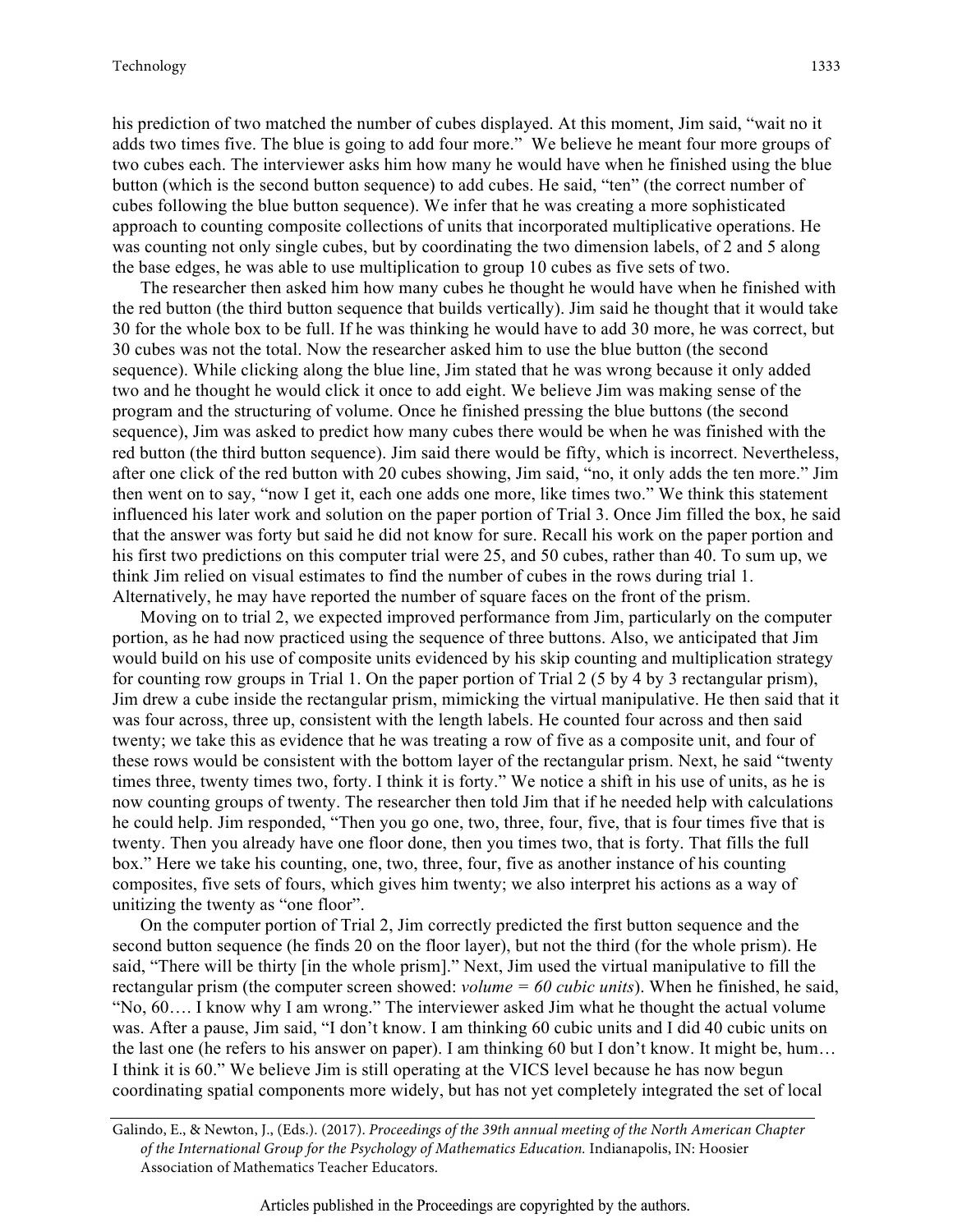his prediction of two matched the number of cubes displayed. At this moment, Jim said, "wait no it adds two times five. The blue is going to add four more." We believe he meant four more groups of two cubes each. The interviewer asks him how many he would have when he finished using the blue button (which is the second button sequence) to add cubes. He said, "ten" (the correct number of cubes following the blue button sequence). We infer that he was creating a more sophisticated approach to counting composite collections of units that incorporated multiplicative operations. He was counting not only single cubes, but by coordinating the two dimension labels, of 2 and 5 along the base edges, he was able to use multiplication to group 10 cubes as five sets of two.

The researcher then asked him how many cubes he thought he would have when he finished with the red button (the third button sequence that builds vertically). Jim said he thought that it would take 30 for the whole box to be full. If he was thinking he would have to add 30 more, he was correct, but 30 cubes was not the total. Now the researcher asked him to use the blue button (the second sequence). While clicking along the blue line, Jim stated that he was wrong because it only added two and he thought he would click it once to add eight. We believe Jim was making sense of the program and the structuring of volume. Once he finished pressing the blue buttons (the second sequence), Jim was asked to predict how many cubes there would be when he was finished with the red button (the third button sequence). Jim said there would be fifty, which is incorrect. Nevertheless, after one click of the red button with 20 cubes showing, Jim said, "no, it only adds the ten more." Jim then went on to say, "now I get it, each one adds one more, like times two." We think this statement influenced his later work and solution on the paper portion of Trial 3. Once Jim filled the box, he said that the answer was forty but said he did not know for sure. Recall his work on the paper portion and his first two predictions on this computer trial were 25, and 50 cubes, rather than 40. To sum up, we think Jim relied on visual estimates to find the number of cubes in the rows during trial 1. Alternatively, he may have reported the number of square faces on the front of the prism.

Moving on to trial 2, we expected improved performance from Jim, particularly on the computer portion, as he had now practiced using the sequence of three buttons. Also, we anticipated that Jim would build on his use of composite units evidenced by his skip counting and multiplication strategy for counting row groups in Trial 1. On the paper portion of Trial 2 (5 by 4 by 3 rectangular prism), Jim drew a cube inside the rectangular prism, mimicking the virtual manipulative. He then said that it was four across, three up, consistent with the length labels. He counted four across and then said twenty; we take this as evidence that he was treating a row of five as a composite unit, and four of these rows would be consistent with the bottom layer of the rectangular prism. Next, he said "twenty times three, twenty times two, forty. I think it is forty." We notice a shift in his use of units, as he is now counting groups of twenty. The researcher then told Jim that if he needed help with calculations he could help. Jim responded, "Then you go one, two, three, four, five, that is four times five that is twenty. Then you already have one floor done, then you times two, that is forty. That fills the full box." Here we take his counting, one, two, three, four, five as another instance of his counting composites, five sets of fours, which gives him twenty; we also interpret his actions as a way of unitizing the twenty as "one floor".

On the computer portion of Trial 2, Jim correctly predicted the first button sequence and the second button sequence (he finds 20 on the floor layer), but not the third (for the whole prism). He said, "There will be thirty [in the whole prism]." Next, Jim used the virtual manipulative to fill the rectangular prism (the computer screen showed: *volume = 60 cubic units*). When he finished, he said, "No, 60…. I know why I am wrong." The interviewer asked Jim what he thought the actual volume was. After a pause, Jim said, "I don't know. I am thinking 60 cubic units and I did 40 cubic units on the last one (he refers to his answer on paper). I am thinking 60 but I don't know. It might be, hum… I think it is 60." We believe Jim is still operating at the VICS level because he has now begun coordinating spatial components more widely, but has not yet completely integrated the set of local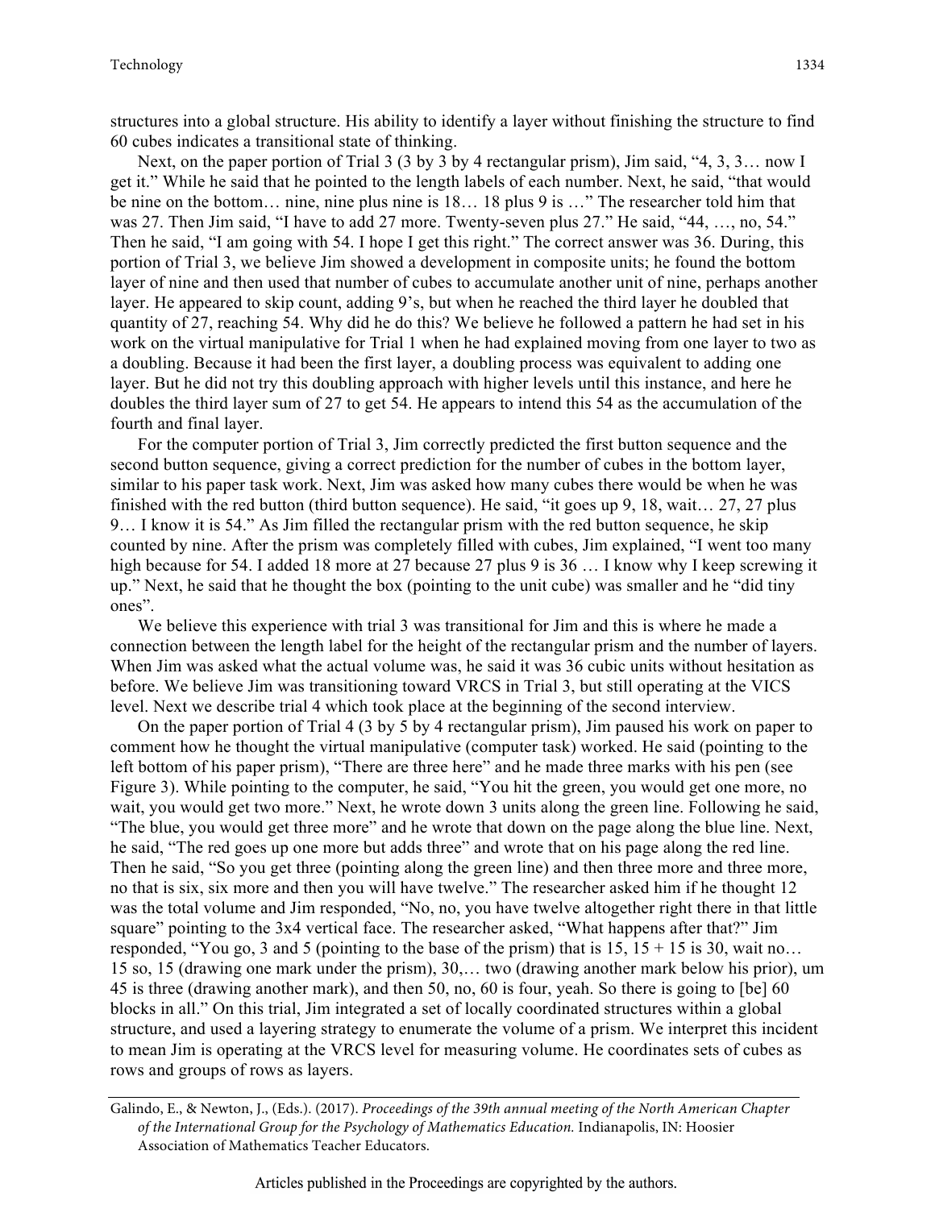structures into a global structure. His ability to identify a layer without finishing the structure to find 60 cubes indicates a transitional state of thinking.

Next, on the paper portion of Trial 3 (3 by 3 by 4 rectangular prism), Jim said, "4, 3, 3… now I get it." While he said that he pointed to the length labels of each number. Next, he said, "that would be nine on the bottom… nine, nine plus nine is 18… 18 plus 9 is …" The researcher told him that was 27. Then Jim said, "I have to add 27 more. Twenty-seven plus 27." He said, "44, …, no, 54." Then he said, "I am going with 54. I hope I get this right." The correct answer was 36. During, this portion of Trial 3, we believe Jim showed a development in composite units; he found the bottom layer of nine and then used that number of cubes to accumulate another unit of nine, perhaps another layer. He appeared to skip count, adding 9's, but when he reached the third layer he doubled that quantity of 27, reaching 54. Why did he do this? We believe he followed a pattern he had set in his work on the virtual manipulative for Trial 1 when he had explained moving from one layer to two as a doubling. Because it had been the first layer, a doubling process was equivalent to adding one layer. But he did not try this doubling approach with higher levels until this instance, and here he doubles the third layer sum of 27 to get 54. He appears to intend this 54 as the accumulation of the fourth and final layer.

For the computer portion of Trial 3, Jim correctly predicted the first button sequence and the second button sequence, giving a correct prediction for the number of cubes in the bottom layer, similar to his paper task work. Next, Jim was asked how many cubes there would be when he was finished with the red button (third button sequence). He said, "it goes up 9, 18, wait… 27, 27 plus 9… I know it is 54." As Jim filled the rectangular prism with the red button sequence, he skip counted by nine. After the prism was completely filled with cubes, Jim explained, "I went too many high because for 54. I added 18 more at 27 because 27 plus 9 is 36 … I know why I keep screwing it up." Next, he said that he thought the box (pointing to the unit cube) was smaller and he "did tiny ones".

We believe this experience with trial 3 was transitional for Jim and this is where he made a connection between the length label for the height of the rectangular prism and the number of layers. When Jim was asked what the actual volume was, he said it was 36 cubic units without hesitation as before. We believe Jim was transitioning toward VRCS in Trial 3, but still operating at the VICS level. Next we describe trial 4 which took place at the beginning of the second interview.

On the paper portion of Trial 4 (3 by 5 by 4 rectangular prism), Jim paused his work on paper to comment how he thought the virtual manipulative (computer task) worked. He said (pointing to the left bottom of his paper prism), "There are three here" and he made three marks with his pen (see Figure 3). While pointing to the computer, he said, "You hit the green, you would get one more, no wait, you would get two more." Next, he wrote down 3 units along the green line. Following he said, "The blue, you would get three more" and he wrote that down on the page along the blue line. Next, he said, "The red goes up one more but adds three" and wrote that on his page along the red line. Then he said, "So you get three (pointing along the green line) and then three more and three more, no that is six, six more and then you will have twelve." The researcher asked him if he thought 12 was the total volume and Jim responded, "No, no, you have twelve altogether right there in that little square" pointing to the 3x4 vertical face. The researcher asked, "What happens after that?" Jim responded, "You go, 3 and 5 (pointing to the base of the prism) that is 15, 15 + 15 is 30, wait no… 15 so, 15 (drawing one mark under the prism), 30,… two (drawing another mark below his prior), um 45 is three (drawing another mark), and then 50, no, 60 is four, yeah. So there is going to [be] 60 blocks in all." On this trial, Jim integrated a set of locally coordinated structures within a global structure, and used a layering strategy to enumerate the volume of a prism. We interpret this incident to mean Jim is operating at the VRCS level for measuring volume. He coordinates sets of cubes as rows and groups of rows as layers.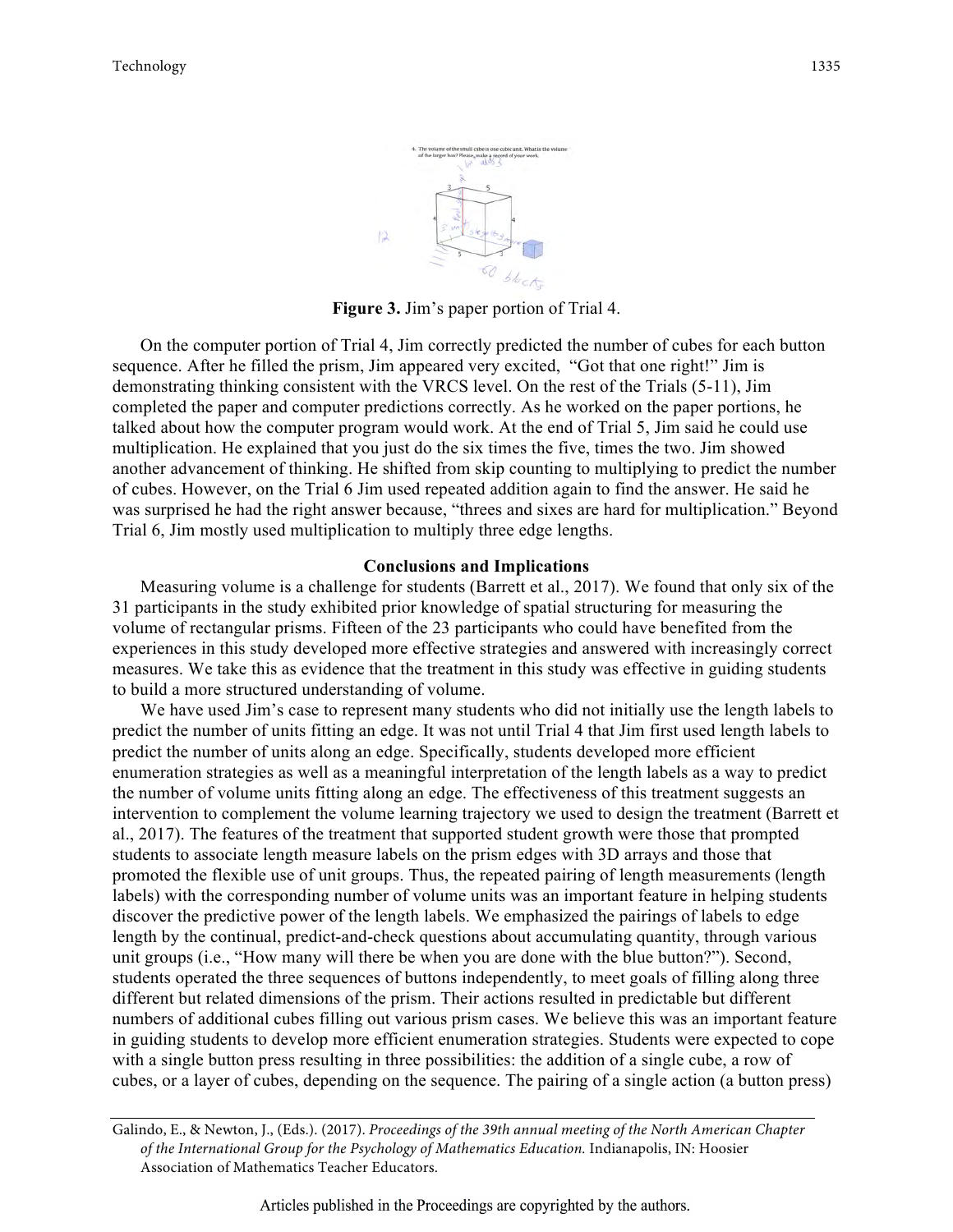**Figure 3.** Jim's paper portion of Trial 4.

On the computer portion of Trial 4, Jim correctly predicted the number of cubes for each button sequence. After he filled the prism, Jim appeared very excited, "Got that one right!" Jim is demonstrating thinking consistent with the VRCS level. On the rest of the Trials (5-11), Jim completed the paper and computer predictions correctly. As he worked on the paper portions, he talked about how the computer program would work. At the end of Trial 5, Jim said he could use multiplication. He explained that you just do the six times the five, times the two. Jim showed another advancement of thinking. He shifted from skip counting to multiplying to predict the number of cubes. However, on the Trial 6 Jim used repeated addition again to find the answer. He said he was surprised he had the right answer because, "threes and sixes are hard for multiplication." Beyond Trial 6, Jim mostly used multiplication to multiply three edge lengths.

## Conclusions and Implications

Measuring volume is a challenge for students (Barrett et al., 2017). We found that only six of the 31 participants in the study exhibited prior knowledge of spatial structuring for measuring the volume of rectangular prisms. Fifteen of the 23 participants who could have benefited from the experiences in this study developed more effective strategies and answered with increasingly correct measures. We take this as evidence that the treatment in this study was effective in guiding students to build a more structured understanding of volume.

We have used Jim's case to represent many students who did not initially use the length labels to predict the number of units fitting an edge. It was not until Trial 4 that Jim first used length labels to predict the number of units along an edge. Specifically, students developed more efficient enumeration strategies as well as a meaningful interpretation of the length labels as a way to predict the number of volume units fitting along an edge. The effectiveness of this treatment suggests an intervention to complement the volume learning trajectory we used to design the treatment (Barrett et al., 2017). The features of the treatment that supported student growth were those that prompted students to associate length measure labels on the prism edges with 3D arrays and those that promoted the flexible use of unit groups. Thus, the repeated pairing of length measurements (length labels) with the corresponding number of volume units was an important feature in helping students discover the predictive power of the length labels. We emphasized the pairings of labels to edge length by the continual, predict-and-check questions about accumulating quantity, through various unit groups (i.e., "How many will there be when you are done with the blue button?"). Second, students operated the three sequences of buttons independently, to meet goals of filling along three different but related dimensions of the prism. Their actions resulted in predictable but different numbers of additional cubes filling out various prism cases. We believe this was an important feature in guiding students to develop more efficient enumeration strategies. Students were expected to cope with a single button press resulting in three possibilities: the addition of a single cube, a row of cubes, or a layer of cubes, depending on the sequence. The pairing of a single action (a button press)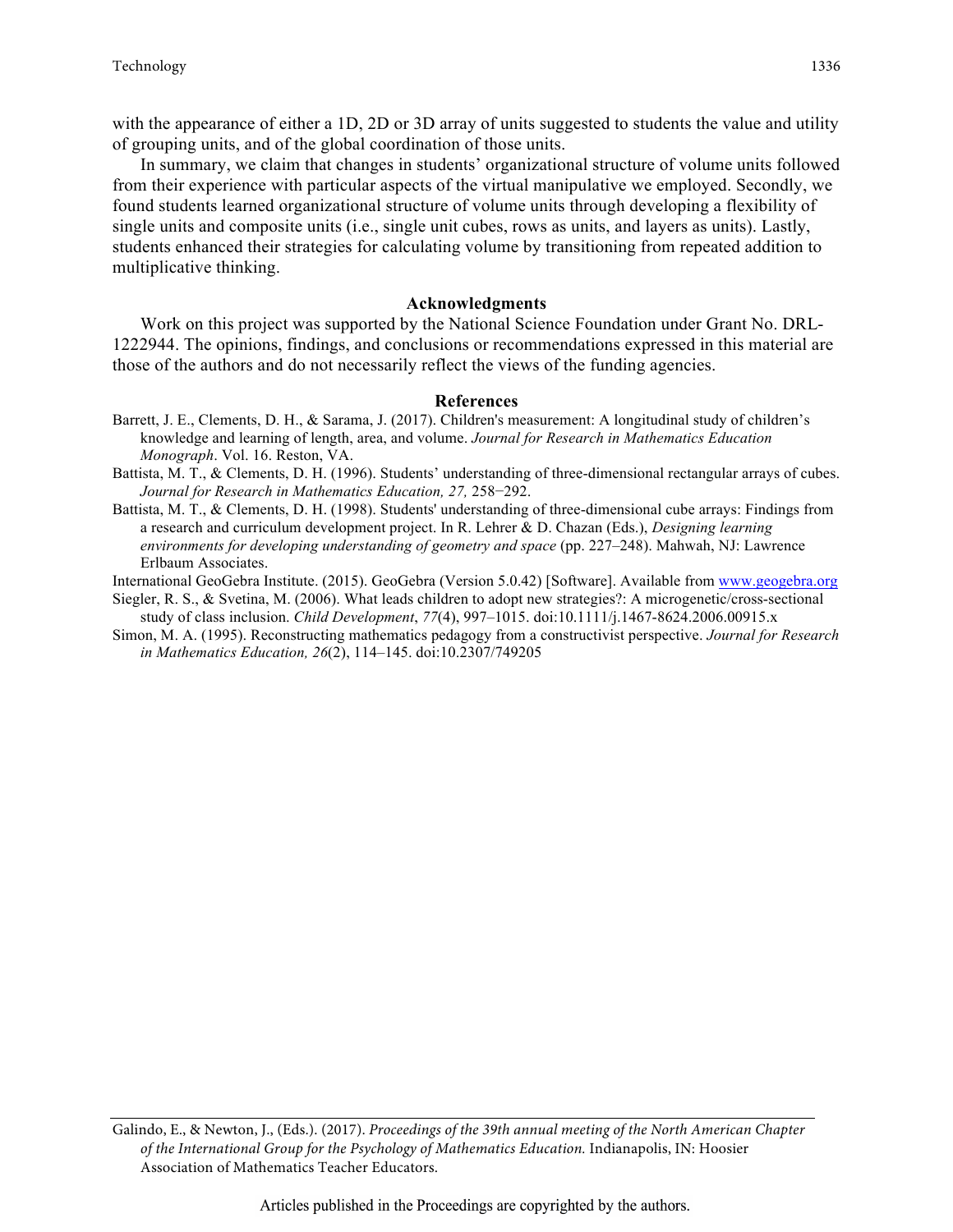with the appearance of either a 1D, 2D or 3D array of units suggested to students the value and utility of grouping units, and of the global coordination of those units.

In summary, we claim that changes in students' organizational structure of volume units followed from their experience with particular aspects of the virtual manipulative we employed. Secondly, we found students learned organizational structure of volume units through developing a flexibility of single units and composite units (i.e., single unit cubes, rows as units, and layers as units). Lastly, students enhanced their strategies for calculating volume by transitioning from repeated addition to multiplicative thinking.

## Acknowledgments

Work on this project was supported by the National Science Foundation under Grant No. DRL-1222944. The opinions, findings, and conclusions or recommendations expressed in this material are those of the authors and do not necessarily reflect the views of the funding agencies.

## References

Barrett, J. E., Clements, D. H., & Sarama, J. (2017). Children's measurement: A longitudinal study of children's knowledge and learning of length, area, and volume. *Journal for Research in Mathematics Education Monograph*. Vol. 16. Reston, VA.

Battista, M. T., & Clements, D. H. (1996). Students' understanding of three-dimensional rectangular arrays of cubes. *Journal for Research in Mathematics Education, 27,* 258−292.

Battista, M. T., & Clements, D. H. (1998). Students' understanding of three-dimensional cube arrays: Findings from a research and curriculum development project. In R. Lehrer & D. Chazan (Eds.), *Designing learning environments for developing understanding of geometry and space* (pp. 227–248). Mahwah, NJ: Lawrence Erlbaum Associates.

International GeoGebra Institute. (2015). GeoGebra (Version 5.0.42) [Software]. Available from www.geogebra.org

Siegler, R. S., & Svetina, M. (2006). What leads children to adopt new strategies?: A microgenetic/cross-sectional study of class inclusion. *Child Development*, *77*(4), 997–1015. doi:10.1111/j.1467-8624.2006.00915.x

Simon, M. A. (1995). Reconstructing mathematics pedagogy from a constructivist perspective. *Journal for Research in Mathematics Education, 26*(2), 114–145. doi:10.2307/749205